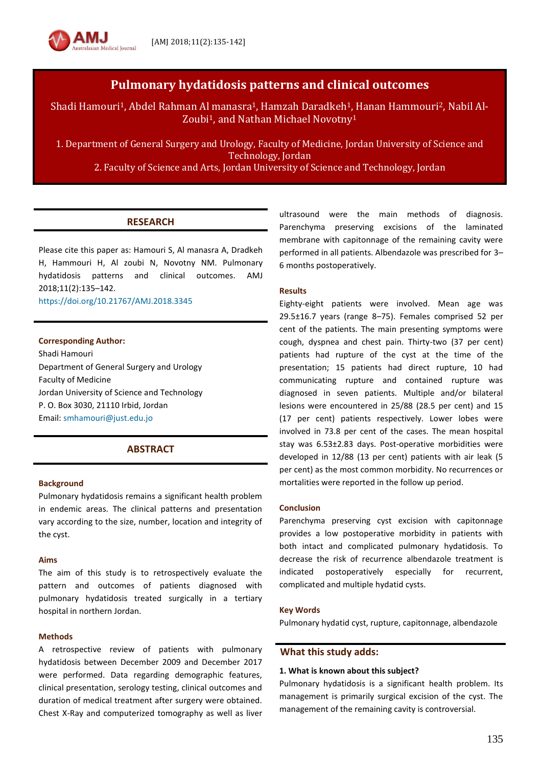# Pulmonary hydatidosis patterns and clinical outcomes

Shadi Hamouri[1], Abdel Rahman Al manasra[1], Hamzah Daradkeh[1], Hanan Hammouri[2], Nabil Al-Zoubi[1], and Nathan Michael Novotny[1]

1. Department of General Surgery and Urology, Faculty of Medicine, Jordan University of Science and Technology, Jordan
2. Faculty of Science and Arts, Jordan University of Science and Technology, Jordan

## RESEARCH

Please cite this paper as: Hamouri S, Al manasra A, Dradkeh H, Hammouri H, Al zoubi N, Novotny NM. Pulmonary hydatidosis patterns and clinical outcomes. AMJ 2018;11(2):135–142.
https://doi.org/10.21767/AMJ.2018.3345

**Corresponding Author:**
Shadi Hamouri
Department of General Surgery and Urology
Faculty of Medicine
Jordan University of Science and Technology
P. O. Box 3030, 21110 Irbid, Jordan
Email: smhamouri@just.edu.jo

## ABSTRACT

### Background

Pulmonary hydatidosis remains a significant health problem in endemic areas. The clinical patterns and presentation vary according to the size, number, location and integrity of the cyst.

### Aims

The aim of this study is to retrospectively evaluate the pattern and outcomes of patients diagnosed with pulmonary hydatidosis treated surgically in a tertiary hospital in northern Jordan.

### Methods

A retrospective review of patients with pulmonary hydatidosis between December 2009 and December 2017 were performed. Data regarding demographic features, clinical presentation, serology testing, clinical outcomes and duration of medical treatment after surgery were obtained. Chest X-Ray and computerized tomography as well as liver ultrasound were the main methods of diagnosis. Parenchyma preserving excisions of the laminated membrane with capitonnage of the remaining cavity were performed in all patients. Albendazole was prescribed for 3–6 months postoperatively.

### Results

Eighty-eight patients were involved. Mean age was 29.5±16.7 years (range 8–75). Females comprised 52 per cent of the patients. The main presenting symptoms were cough, dyspnea and chest pain. Thirty-two (37 per cent) patients had rupture of the cyst at the time of the presentation; 15 patients had direct rupture, 10 had communicating rupture and contained rupture was diagnosed in seven patients. Multiple and/or bilateral lesions were encountered in 25/88 (28.5 per cent) and 15 (17 per cent) patients respectively. Lower lobes were involved in 73.8 per cent of the cases. The mean hospital stay was 6.53±2.83 days. Post-operative morbidities were developed in 12/88 (13 per cent) patients with air leak (5 per cent) as the most common morbidity. No recurrences or mortalities were reported in the follow up period.

### Conclusion

Parenchyma preserving cyst excision with capitonnage provides a low postoperative morbidity in patients with both intact and complicated pulmonary hydatidosis. To decrease the risk of recurrence albendazole treatment is indicated postoperatively especially for recurrent, complicated and multiple hydatid cysts.

### Key Words

Pulmonary hydatid cyst, rupture, capitonnage, albendazole

## What this study adds:

**1. What is known about this subject?**

Pulmonary hydatidosis is a significant health problem. Its management is primarily surgical excision of the cyst. The management of the remaining cavity is controversial.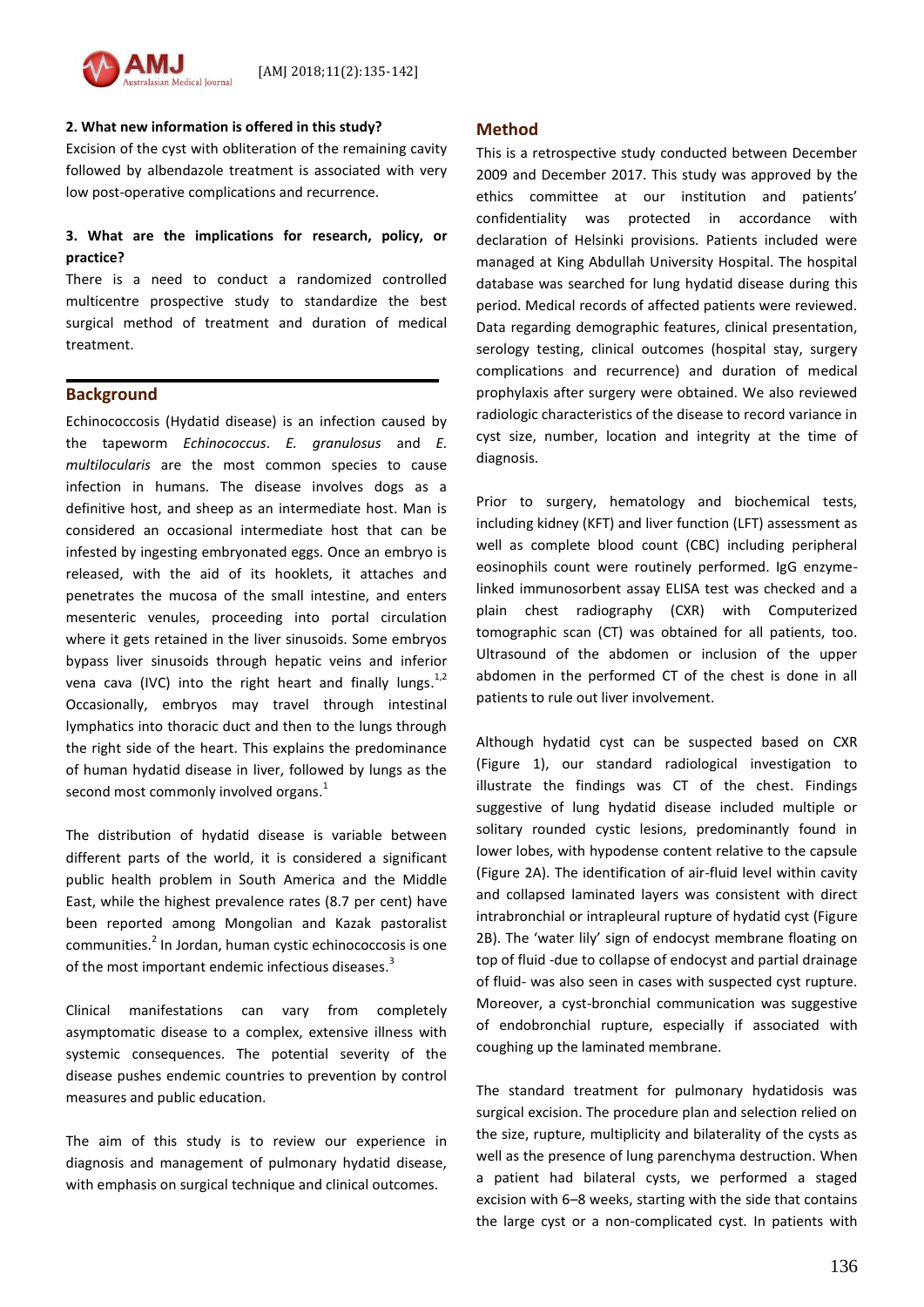**2. What new information is offered in this study?**

Excision of the cyst with obliteration of the remaining cavity followed by albendazole treatment is associated with very low post-operative complications and recurrence.

**3. What are the implications for research, policy, or practice?**

There is a need to conduct a randomized controlled multicentre prospective study to standardize the best surgical method of treatment and duration of medical treatment.

## Background

Echinococcosis (Hydatid disease) is an infection caused by the tapeworm *Echinococcus*. *E. granulosus* and *E. multilocularis* are the most common species to cause infection in humans. The disease involves dogs as a definitive host, and sheep as an intermediate host. Man is considered an occasional intermediate host that can be infested by ingesting embryonated eggs. Once an embryo is released, with the aid of its hooklets, it attaches and penetrates the mucosa of the small intestine, and enters mesenteric venules, proceeding into portal circulation where it gets retained in the liver sinusoids. Some embryos bypass liver sinusoids through hepatic veins and inferior vena cava (IVC) into the right heart and finally lungs.[1,2] Occasionally, embryos may travel through intestinal lymphatics into thoracic duct and then to the lungs through the right side of the heart. This explains the predominance of human hydatid disease in liver, followed by lungs as the second most commonly involved organs.[1]

The distribution of hydatid disease is variable between different parts of the world, it is considered a significant public health problem in South America and the Middle East, while the highest prevalence rates (8.7 per cent) have been reported among Mongolian and Kazak pastoralist communities.[2] In Jordan, human cystic echinococcosis is one of the most important endemic infectious diseases.[3]

Clinical manifestations can vary from completely asymptomatic disease to a complex, extensive illness with systemic consequences. The potential severity of the disease pushes endemic countries to prevention by control measures and public education.

The aim of this study is to review our experience in diagnosis and management of pulmonary hydatid disease, with emphasis on surgical technique and clinical outcomes.

## Method

This is a retrospective study conducted between December 2009 and December 2017. This study was approved by the ethics committee at our institution and patients' confidentiality was protected in accordance with declaration of Helsinki provisions. Patients included were managed at King Abdullah University Hospital. The hospital database was searched for lung hydatid disease during this period. Medical records of affected patients were reviewed. Data regarding demographic features, clinical presentation, serology testing, clinical outcomes (hospital stay, surgery complications and recurrence) and duration of medical prophylaxis after surgery were obtained. We also reviewed radiologic characteristics of the disease to record variance in cyst size, number, location and integrity at the time of diagnosis.

Prior to surgery, hematology and biochemical tests, including kidney (KFT) and liver function (LFT) assessment as well as complete blood count (CBC) including peripheral eosinophils count were routinely performed. IgG enzyme-linked immunosorbent assay ELISA test was checked and a plain chest radiography (CXR) with Computerized tomographic scan (CT) was obtained for all patients, too. Ultrasound of the abdomen or inclusion of the upper abdomen in the performed CT of the chest is done in all patients to rule out liver involvement.

Although hydatid cyst can be suspected based on CXR (Figure 1), our standard radiological investigation to illustrate the findings was CT of the chest. Findings suggestive of lung hydatid disease included multiple or solitary rounded cystic lesions, predominantly found in lower lobes, with hypodense content relative to the capsule (Figure 2A). The identification of air-fluid level within cavity and collapsed laminated layers was consistent with direct intrabronchial or intrapleural rupture of hydatid cyst (Figure 2B). The 'water lily' sign of endocyst membrane floating on top of fluid -due to collapse of endocyst and partial drainage of fluid- was also seen in cases with suspected cyst rupture. Moreover, a cyst-bronchial communication was suggestive of endobronchial rupture, especially if associated with coughing up the laminated membrane.

The standard treatment for pulmonary hydatidosis was surgical excision. The procedure plan and selection relied on the size, rupture, multiplicity and bilaterality of the cysts as well as the presence of lung parenchyma destruction. When a patient had bilateral cysts, we performed a staged excision with 6–8 weeks, starting with the side that contains the large cyst or a non-complicated cyst. In patients with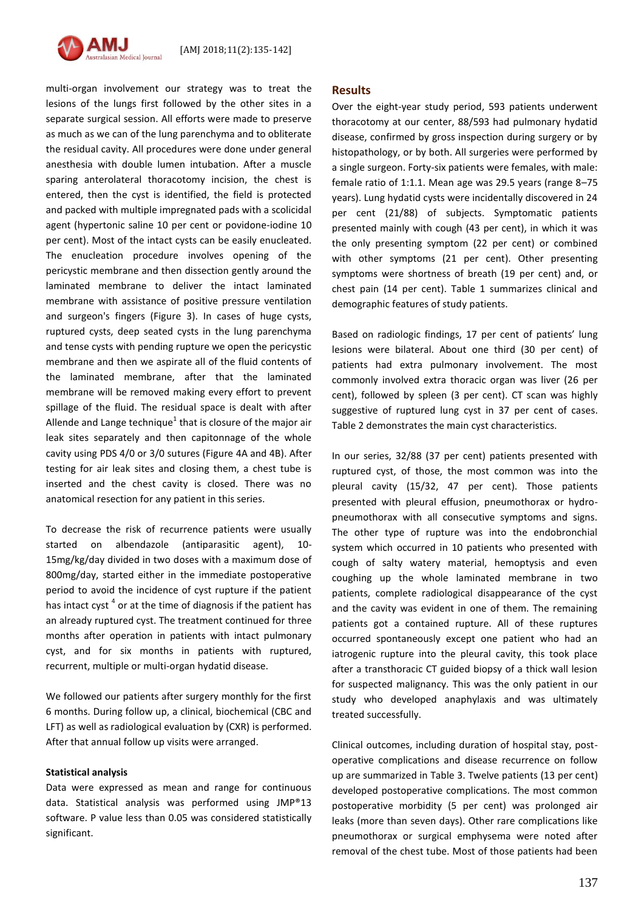multi-organ involvement our strategy was to treat the lesions of the lungs first followed by the other sites in a separate surgical session. All efforts were made to preserve as much as we can of the lung parenchyma and to obliterate the residual cavity. All procedures were done under general anesthesia with double lumen intubation. After a muscle sparing anterolateral thoracotomy incision, the chest is entered, then the cyst is identified, the field is protected and packed with multiple impregnated pads with a scolicidal agent (hypertonic saline 10 per cent or povidone-iodine 10 per cent). Most of the intact cysts can be easily enucleated. The enucleation procedure involves opening of the pericystic membrane and then dissection gently around the laminated membrane to deliver the intact laminated membrane with assistance of positive pressure ventilation and surgeon's fingers (Figure 3). In cases of huge cysts, ruptured cysts, deep seated cysts in the lung parenchyma and tense cysts with pending rupture we open the pericystic membrane and then we aspirate all of the fluid contents of the laminated membrane, after that the laminated membrane will be removed making every effort to prevent spillage of the fluid. The residual space is dealt with after Allende and Lange technique[1] that is closure of the major air leak sites separately and then capitonnage of the whole cavity using PDS 4/0 or 3/0 sutures (Figure 4A and 4B). After testing for air leak sites and closing them, a chest tube is inserted and the chest cavity is closed. There was no anatomical resection for any patient in this series.

To decrease the risk of recurrence patients were usually started on albendazole (antiparasitic agent), 10-15mg/kg/day divided in two doses with a maximum dose of 800mg/day, started either in the immediate postoperative period to avoid the incidence of cyst rupture if the patient has intact cyst [4] or at the time of diagnosis if the patient has an already ruptured cyst. The treatment continued for three months after operation in patients with intact pulmonary cyst, and for six months in patients with ruptured, recurrent, multiple or multi-organ hydatid disease.

We followed our patients after surgery monthly for the first 6 months. During follow up, a clinical, biochemical (CBC and LFT) as well as radiological evaluation by (CXR) is performed. After that annual follow up visits were arranged.

**Statistical analysis**

Data were expressed as mean and range for continuous data. Statistical analysis was performed using JMP®13 software. P value less than 0.05 was considered statistically significant.

## Results

Over the eight-year study period, 593 patients underwent thoracotomy at our center, 88/593 had pulmonary hydatid disease, confirmed by gross inspection during surgery or by histopathology, or by both. All surgeries were performed by a single surgeon. Forty-six patients were females, with male: female ratio of 1:1.1. Mean age was 29.5 years (range 8–75 years). Lung hydatid cysts were incidentally discovered in 24 per cent (21/88) of subjects. Symptomatic patients presented mainly with cough (43 per cent), in which it was the only presenting symptom (22 per cent) or combined with other symptoms (21 per cent). Other presenting symptoms were shortness of breath (19 per cent) and, or chest pain (14 per cent). Table 1 summarizes clinical and demographic features of study patients.

Based on radiologic findings, 17 per cent of patients' lung lesions were bilateral. About one third (30 per cent) of patients had extra pulmonary involvement. The most commonly involved extra thoracic organ was liver (26 per cent), followed by spleen (3 per cent). CT scan was highly suggestive of ruptured lung cyst in 37 per cent of cases. Table 2 demonstrates the main cyst characteristics.

In our series, 32/88 (37 per cent) patients presented with ruptured cyst, of those, the most common was into the pleural cavity (15/32, 47 per cent). Those patients presented with pleural effusion, pneumothorax or hydro-pneumothorax with all consecutive symptoms and signs. The other type of rupture was into the endobronchial system which occurred in 10 patients who presented with cough of salty watery material, hemoptysis and even coughing up the whole laminated membrane in two patients, complete radiological disappearance of the cyst and the cavity was evident in one of them. The remaining patients got a contained rupture. All of these ruptures occurred spontaneously except one patient who had an iatrogenic rupture into the pleural cavity, this took place after a transthoracic CT guided biopsy of a thick wall lesion for suspected malignancy. This was the only patient in our study who developed anaphylaxis and was ultimately treated successfully.

Clinical outcomes, including duration of hospital stay, post-operative complications and disease recurrence on follow up are summarized in Table 3. Twelve patients (13 per cent) developed postoperative complications. The most common postoperative morbidity (5 per cent) was prolonged air leaks (more than seven days). Other rare complications like pneumothorax or surgical emphysema were noted after removal of the chest tube. Most of those patients had been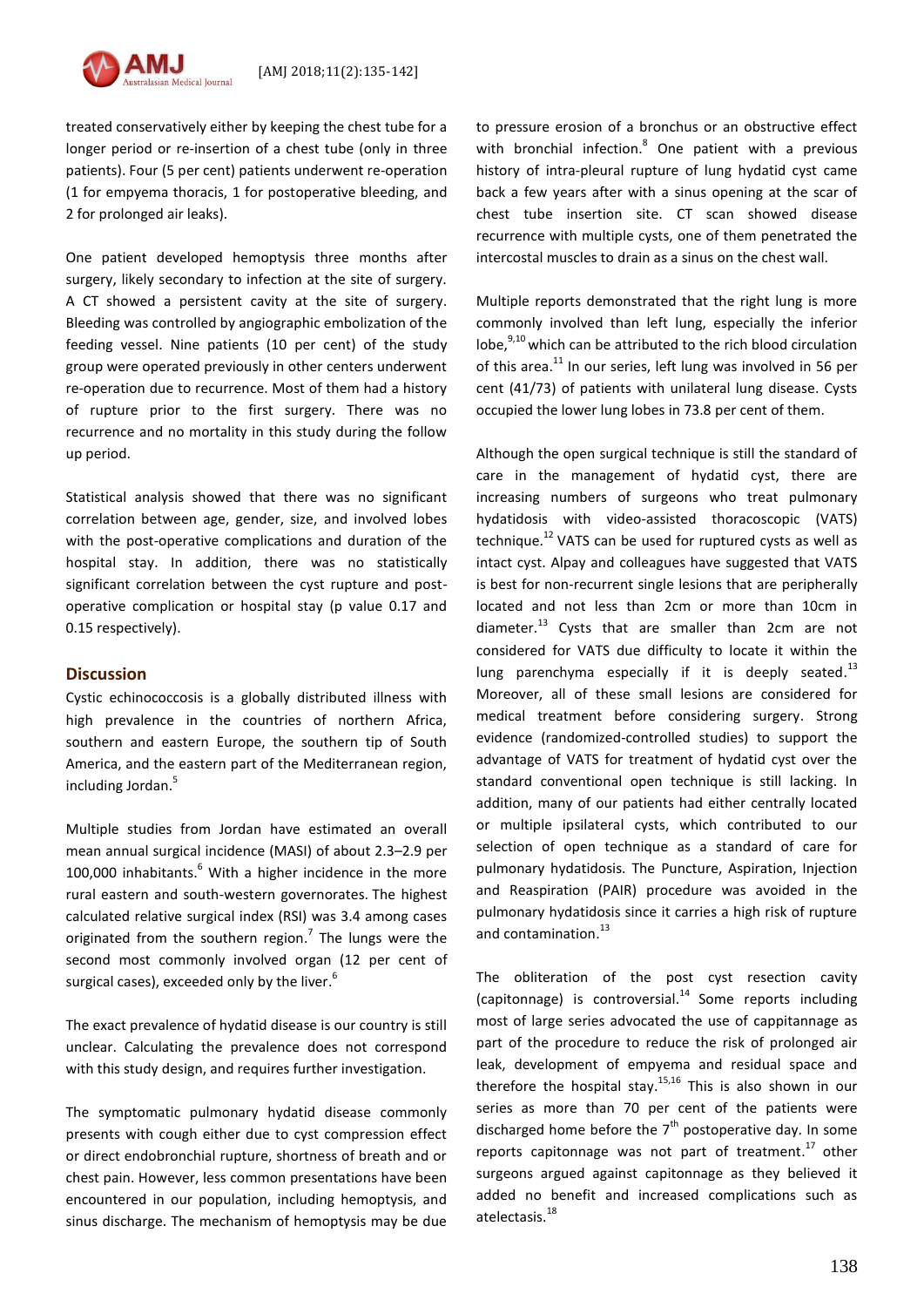treated conservatively either by keeping the chest tube for a longer period or re-insertion of a chest tube (only in three patients). Four (5 per cent) patients underwent re-operation (1 for empyema thoracis, 1 for postoperative bleeding, and 2 for prolonged air leaks).

One patient developed hemoptysis three months after surgery, likely secondary to infection at the site of surgery. A CT showed a persistent cavity at the site of surgery. Bleeding was controlled by angiographic embolization of the feeding vessel. Nine patients (10 per cent) of the study group were operated previously in other centers underwent re-operation due to recurrence. Most of them had a history of rupture prior to the first surgery. There was no recurrence and no mortality in this study during the follow up period.

Statistical analysis showed that there was no significant correlation between age, gender, size, and involved lobes with the post-operative complications and duration of the hospital stay. In addition, there was no statistically significant correlation between the cyst rupture and post-operative complication or hospital stay (p value 0.17 and 0.15 respectively).

## Discussion

Cystic echinococcosis is a globally distributed illness with high prevalence in the countries of northern Africa, southern and eastern Europe, the southern tip of South America, and the eastern part of the Mediterranean region, including Jordan.[5]

Multiple studies from Jordan have estimated an overall mean annual surgical incidence (MASI) of about 2.3–2.9 per 100,000 inhabitants.[6] With a higher incidence in the more rural eastern and south-western governorates. The highest calculated relative surgical index (RSI) was 3.4 among cases originated from the southern region.[7] The lungs were the second most commonly involved organ (12 per cent of surgical cases), exceeded only by the liver.[6]

The exact prevalence of hydatid disease is our country is still unclear. Calculating the prevalence does not correspond with this study design, and requires further investigation.

The symptomatic pulmonary hydatid disease commonly presents with cough either due to cyst compression effect or direct endobronchial rupture, shortness of breath and or chest pain. However, less common presentations have been encountered in our population, including hemoptysis, and sinus discharge. The mechanism of hemoptysis may be due to pressure erosion of a bronchus or an obstructive effect with bronchial infection.[8] One patient with a previous history of intra-pleural rupture of lung hydatid cyst came back a few years after with a sinus opening at the scar of chest tube insertion site. CT scan showed disease recurrence with multiple cysts, one of them penetrated the intercostal muscles to drain as a sinus on the chest wall.

Multiple reports demonstrated that the right lung is more commonly involved than left lung, especially the inferior lobe,[9,10] which can be attributed to the rich blood circulation of this area.[11] In our series, left lung was involved in 56 per cent (41/73) of patients with unilateral lung disease. Cysts occupied the lower lung lobes in 73.8 per cent of them.

Although the open surgical technique is still the standard of care in the management of hydatid cyst, there are increasing numbers of surgeons who treat pulmonary hydatidosis with video-assisted thoracoscopic (VATS) technique.[12] VATS can be used for ruptured cysts as well as intact cyst. Alpay and colleagues have suggested that VATS is best for non-recurrent single lesions that are peripherally located and not less than 2cm or more than 10cm in diameter.[13] Cysts that are smaller than 2cm are not considered for VATS due difficulty to locate it within the lung parenchyma especially if it is deeply seated.[13] Moreover, all of these small lesions are considered for medical treatment before considering surgery. Strong evidence (randomized-controlled studies) to support the advantage of VATS for treatment of hydatid cyst over the standard conventional open technique is still lacking. In addition, many of our patients had either centrally located or multiple ipsilateral cysts, which contributed to our selection of open technique as a standard of care for pulmonary hydatidosis. The Puncture, Aspiration, Injection and Reaspiration (PAIR) procedure was avoided in the pulmonary hydatidosis since it carries a high risk of rupture and contamination.[13]

The obliteration of the post cyst resection cavity (capitonnage) is controversial.[14] Some reports including most of large series advocated the use of cappitannage as part of the procedure to reduce the risk of prolonged air leak, development of empyema and residual space and therefore the hospital stay.[15,16] This is also shown in our series as more than 70 per cent of the patients were discharged home before the 7th postoperative day. In some reports capitonnage was not part of treatment.[17] other surgeons argued against capitonnage as they believed it added no benefit and increased complications such as atelectasis.[18]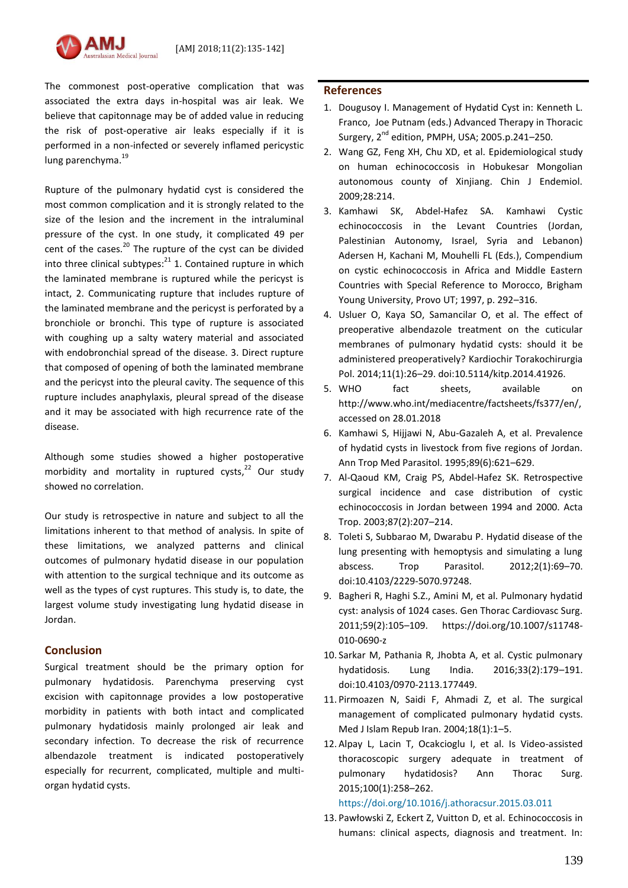The commonest post-operative complication that was associated the extra days in-hospital was air leak. We believe that capitonnage may be of added value in reducing the risk of post-operative air leaks especially if it is performed in a non-infected or severely inflamed pericystic lung parenchyma.[19]

Rupture of the pulmonary hydatid cyst is considered the most common complication and it is strongly related to the size of the lesion and the increment in the intraluminal pressure of the cyst. In one study, it complicated 49 per cent of the cases.[20] The rupture of the cyst can be divided into three clinical subtypes:[21] 1. Contained rupture in which the laminated membrane is ruptured while the pericyst is intact, 2. Communicating rupture that includes rupture of the laminated membrane and the pericyst is perforated by a bronchiole or bronchi. This type of rupture is associated with coughing up a salty watery material and associated with endobronchial spread of the disease. 3. Direct rupture that composed of opening of both the laminated membrane and the pericyst into the pleural cavity. The sequence of this rupture includes anaphylaxis, pleural spread of the disease and it may be associated with high recurrence rate of the disease.

Although some studies showed a higher postoperative morbidity and mortality in ruptured cysts,[22] Our study showed no correlation.

Our study is retrospective in nature and subject to all the limitations inherent to that method of analysis. In spite of these limitations, we analyzed patterns and clinical outcomes of pulmonary hydatid disease in our population with attention to the surgical technique and its outcome as well as the types of cyst ruptures. This study is, to date, the largest volume study investigating lung hydatid disease in Jordan.

## Conclusion

Surgical treatment should be the primary option for pulmonary hydatidosis. Parenchyma preserving cyst excision with capitonnage provides a low postoperative morbidity in patients with both intact and complicated pulmonary hydatidosis mainly prolonged air leak and secondary infection. To decrease the risk of recurrence albendazole treatment is indicated postoperatively especially for recurrent, complicated, multiple and multi-organ hydatid cysts.

## References

1. Dougusoy I. Management of Hydatid Cyst in: Kenneth L. Franco, Joe Putnam (eds.) Advanced Therapy in Thoracic Surgery, 2nd edition, PMPH, USA; 2005.p.241–250.
2. Wang GZ, Feng XH, Chu XD, et al. Epidemiological study on human echinococcis in Hobukesar Mongolian autonomous county of Xinjiang. Chin J Endemiol. 2009;28:214.
3. Kamhawi SK, Abdel-Hafez SA. Kamhawi Cystic echinococcosis in the Levant Countries (Jordan, Palestinian Autonomy, Israel, Syria and Lebanon) Adersen H, Kachani M, Mouhelli FL (Eds.), Compendium on cystic echinococcosis in Africa and Middle Eastern Countries with Special Reference to Morocco, Brigham Young University, Provo UT; 1997, p. 292–316.
4. Usluer O, Kaya SO, Samancilar O, et al. The effect of preoperative albendazole treatment on the cuticular membranes of pulmonary hydatid cysts: should it be administered preoperatively? Kardiochir Torakochirurgia Pol. 2014;11(1):26–29. doi:10.5114/kitp.2014.41926.
5. WHO fact sheets, available on http://www.who.int/mediacentre/factsheets/fs377/en/, accessed on 28.01.2018
6. Kamhawi S, Hijjawi N, Abu-Gazaleh A, et al. Prevalence of hydatid cysts in livestock from five regions of Jordan. Ann Trop Med Parasitol. 1995;89(6):621–629.
7. Al-Qaoud KM, Craig PS, Abdel-Hafez SK. Retrospective surgical incidence and case distribution of cystic echinococcosis in Jordan between 1994 and 2000. Acta Trop. 2003;87(2):207–214.
8. Toleti S, Subbarao M, Dwarabu P. Hydatid disease of the lung presenting with hemoptysis and simulating a lung abscess. Trop Parasitol. 2012;2(1):69–70. doi:10.4103/2229-5070.97248.
9. Bagheri R, Haghi S.Z., Amini M, et al. Pulmonary hydatid cyst: analysis of 1024 cases. Gen Thorac Cardiovasc Surg. 2011;59(2):105–109. https://doi.org/10.1007/s11748-010-0690-z
10. Sarkar M, Pathania R, Jhobta A, et al. Cystic pulmonary hydatidosis. Lung India. 2016;33(2):179–191. doi:10.4103/0970-2113.177449.
11. Pirmoazen N, Saidi F, Ahmadi Z, et al. The surgical management of complicated pulmonary hydatid cysts. Med J Islam Repub Iran. 2004;18(1):1–5.
12. Alpay L, Lacin T, Ocakcioglu I, et al. Is Video-assisted thoracoscopic surgery adequate in treatment of pulmonary hydatidosis? Ann Thorac Surg. 2015;100(1):258–262. https://doi.org/10.1016/j.athoracsur.2015.03.011
13. Pawłowski Z, Eckert Z, Vuitton D, et al. Echinococcosis in humans: clinical aspects, diagnosis and treatment. In: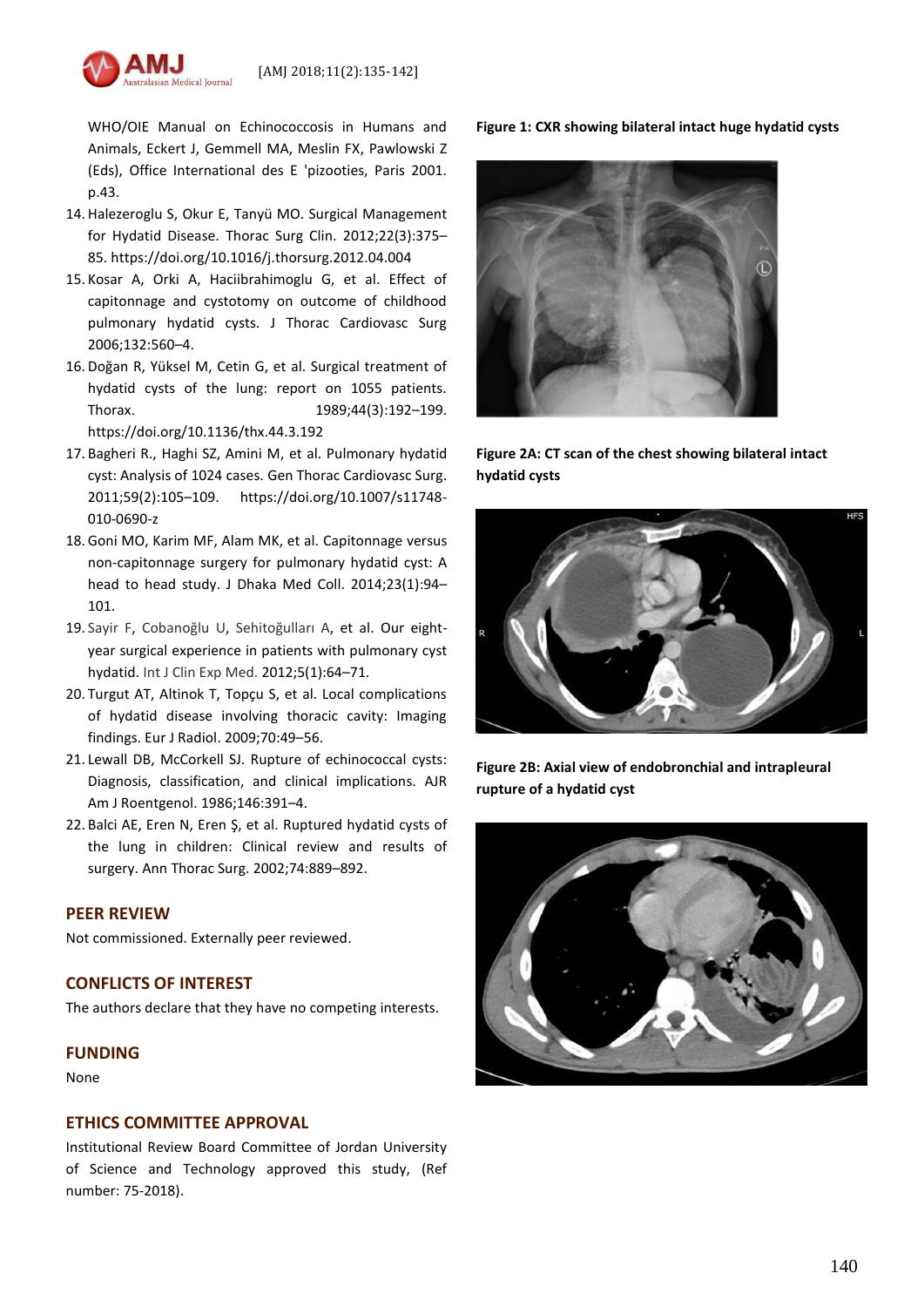WHO/OIE Manual on Echinococcosis in Humans and Animals, Eckert J, Gemmell MA, Meslin FX, Pawlowski Z (Eds), Office International des E 'pizooties, Paris 2001. p.43.

14. Halezeroglu S, Okur E, Tanyü MO. Surgical Management for Hydatid Disease. Thorac Surg Clin. 2012;22(3):375–85. https://doi.org/10.1016/j.thorsurg.2012.04.004
15. Kosar A, Orki A, Haciibrahimoglu G, et al. Effect of capitonnage and cystotomy on outcome of childhood pulmonary hydatid cysts. J Thorac Cardiovasc Surg 2006;132:560–4.
16. Doğan R, Yüksel M, Cetin G, et al. Surgical treatment of hydatid cysts of the lung: report on 1055 patients. Thorax. 1989;44(3):192–199. https://doi.org/10.1136/thx.44.3.192
17. Bagheri R., Haghi SZ, Amini M, et al. Pulmonary hydatid cyst: Analysis of 1024 cases. Gen Thorac Cardiovasc Surg. 2011;59(2):105–109. https://doi.org/10.1007/s11748-010-0690-z
18. Goni MO, Karim MF, Alam MK, et al. Capitonnage versus non-capitonnage surgery for pulmonary hydatid cyst: A head to head study. J Dhaka Med Coll. 2014;23(1):94–101.
19. Sayir F, Cobanoğlu U, Sehitoğulları A, et al. Our eight-year surgical experience in patients with pulmonary cyst hydatid. Int J Clin Exp Med. 2012;5(1):64–71.
20. Turgut AT, Altinok T, Topçu S, et al. Local complications of hydatid disease involving thoracic cavity: Imaging findings. Eur J Radiol. 2009;70:49–56.
21. Lewall DB, McCorkell SJ. Rupture of echinococcal cysts: Diagnosis, classification, and clinical implications. AJR Am J Roentgenol. 1986;146:391–4.
22. Balci AE, Eren N, Eren Ş, et al. Ruptured hydatid cysts of the lung in children: Clinical review and results of surgery. Ann Thorac Surg. 2002;74:889–892.

## PEER REVIEW

Not commissioned. Externally peer reviewed.

## CONFLICTS OF INTEREST

The authors declare that they have no competing interests.

## FUNDING

None

## ETHICS COMMITTEE APPROVAL

Institutional Review Board Committee of Jordan University of Science and Technology approved this study, (Ref number: 75-2018).

**Figure 1: CXR showing bilateral intact huge hydatid cysts**

**Figure 2A: CT scan of the chest showing bilateral intact hydatid cysts**

**Figure 2B: Axial view of endobronchial and intrapleural rupture of a hydatid cyst**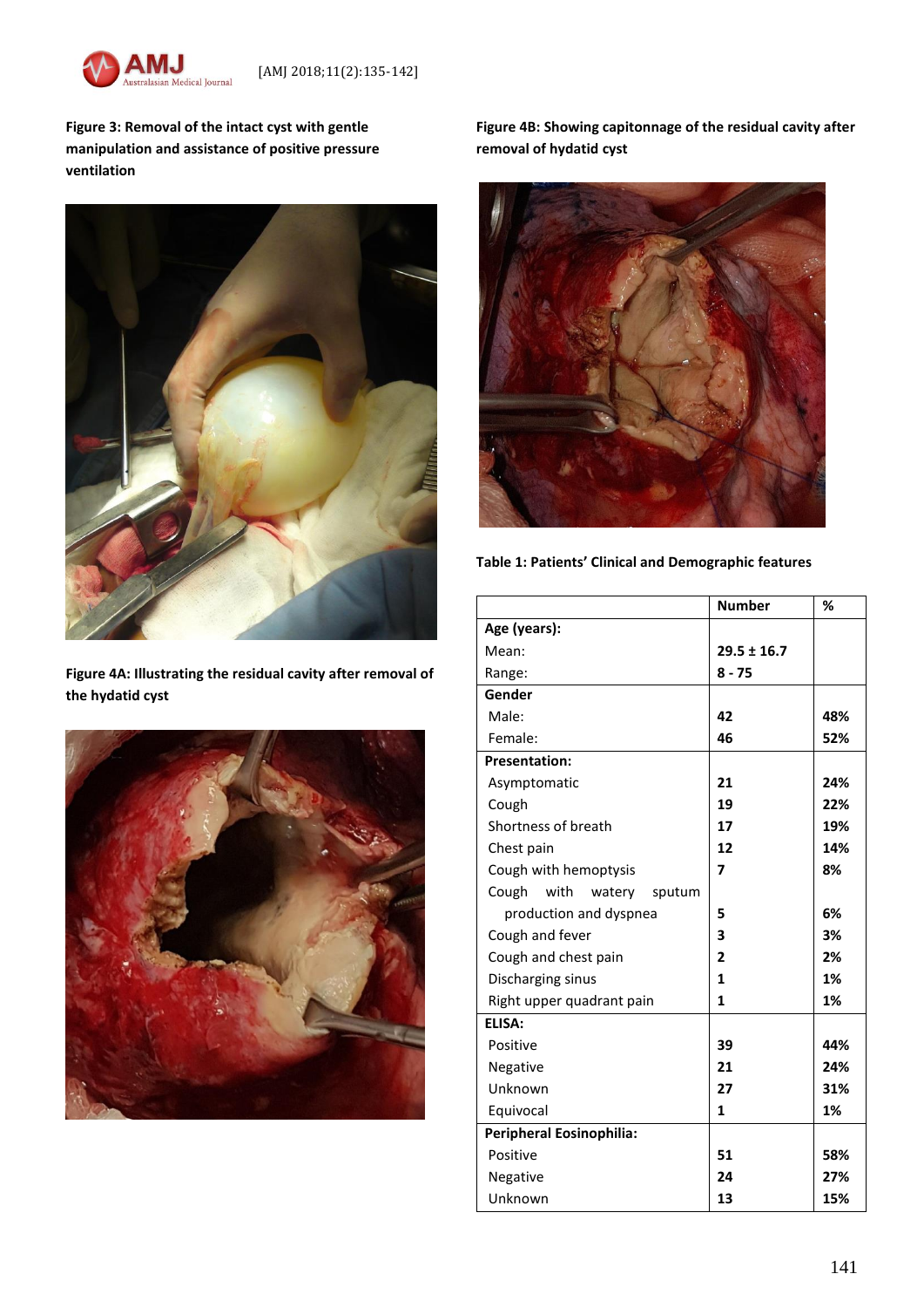**Figure 3: Removal of the intact cyst with gentle manipulation and assistance of positive pressure ventilation**

**Figure 4A: Illustrating the residual cavity after removal of the hydatid cyst**

**Figure 4B: Showing capitonnage of the residual cavity after removal of hydatid cyst**

**Table 1: Patients' Clinical and Demographic features**

| | Number | % |
|---|---|---|
| **Age (years):** | | |
| Mean: | **29.5 ± 16.7** | |
| Range: | **8 - 75** | |
| **Gender** | | |
| Male: | **42** | **48%** |
| Female: | **46** | **52%** |
| **Presentation:** | | |
| Asymptomatic | **21** | **24%** |
| Cough | **19** | **22%** |
| Shortness of breath | **17** | **19%** |
| Chest pain | **12** | **14%** |
| Cough with hemoptysis | **7** | **8%** |
| Cough with watery sputum production and dyspnea | **5** | **6%** |
| Cough and fever | **3** | **3%** |
| Cough and chest pain | **2** | **2%** |
| Discharging sinus | **1** | **1%** |
| Right upper quadrant pain | **1** | **1%** |
| **ELISA:** | | |
| Positive | **39** | **44%** |
| Negative | **21** | **24%** |
| Unknown | **27** | **31%** |
| Equivocal | **1** | **1%** |
| **Peripheral Eosinophilia:** | | |
| Positive | **51** | **58%** |
| Negative | **24** | **27%** |
| Unknown | **13** | **15%** |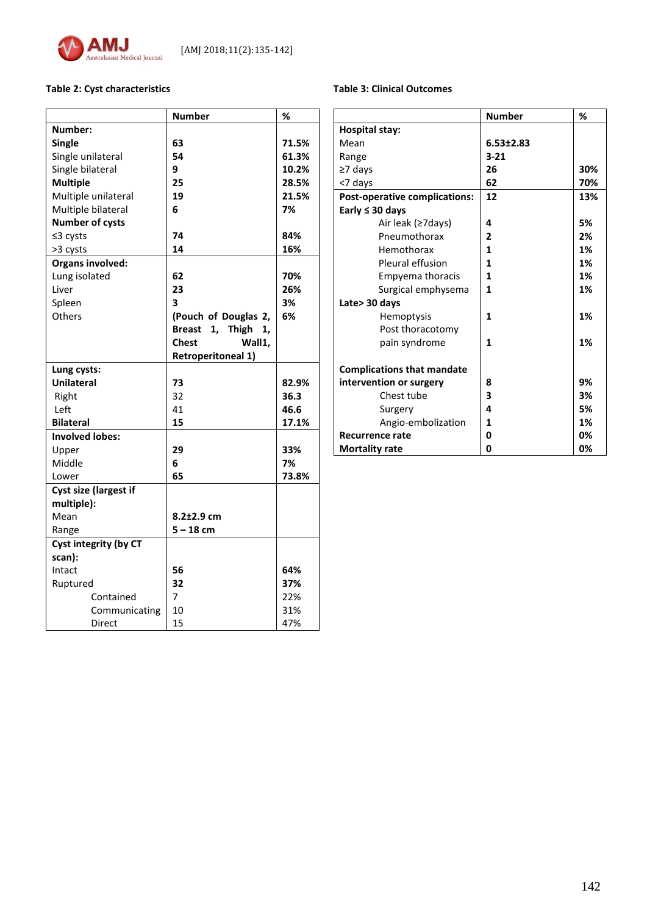**Table 2: Cyst characteristics**

| | Number | % |
|---|---|---|
| **Number:** | | |
| **Single** | **63** | **71.5%** |
| Single unilateral | **54** | **61.3%** |
| Single bilateral | **9** | **10.2%** |
| **Multiple** | **25** | **28.5%** |
| Multiple unilateral | **19** | **21.5%** |
| Multiple bilateral | **6** | **7%** |
| **Number of cysts** | | |
| ≤3 cysts | **74** | **84%** |
| >3 cysts | **14** | **16%** |
| **Organs involved:** | | |
| Lung isolated | **62** | **70%** |
| Liver | **23** | **26%** |
| Spleen | **3** | **3%** |
| Others | **(Pouch of Douglas 2, Breast 1, Thigh 1, Chest Wall1, Retroperitoneal 1)** | **6%** |
| **Lung cysts:** | | |
| **Unilateral** | **73** | **82.9%** |
| Right | 32 | **36.3** |
| Left | 41 | **46.6** |
| **Bilateral** | **15** | **17.1%** |
| **Involved lobes:** | | |
| Upper | **29** | **33%** |
| Middle | **6** | **7%** |
| Lower | **65** | **73.8%** |
| **Cyst size (largest if multiple):** | | |
| Mean | **8.2±2.9 cm** | |
| Range | **5 – 18 cm** | |
| **Cyst integrity (by CT scan):** | | |
| Intact | **56** | **64%** |
| Ruptured | **32** | **37%** |
| Contained | 7 | 22% |
| Communicating | 10 | 31% |
| Direct | 15 | 47% |

**Table 3: Clinical Outcomes**

| | Number | % |
|---|---|---|
| **Hospital stay:** | | |
| Mean | **6.53±2.83** | |
| Range | **3-21** | |
| ≥7 days | **26** | **30%** |
| <7 days | **62** | **70%** |
| **Post-operative complications:** | **12** | **13%** |
| **Early ≤ 30 days** | | |
| Air leak (≥7days) | **4** | **5%** |
| Pneumothorax | **2** | **2%** |
| Hemothorax | **1** | **1%** |
| Pleural effusion | **1** | **1%** |
| Empyema thoracis | **1** | **1%** |
| Surgical emphysema | **1** | **1%** |
| **Late> 30 days** | | |
| Hemoptysis | **1** | **1%** |
| Post thoracotomy pain syndrome | **1** | **1%** |
| **Complications that mandate intervention or surgery** | **8** | **9%** |
| Chest tube | **3** | **3%** |
| Surgery | **4** | **5%** |
| Angio-embolization | **1** | **1%** |
| **Recurrence rate** | **0** | **0%** |
| **Mortality rate** | **0** | **0%** |